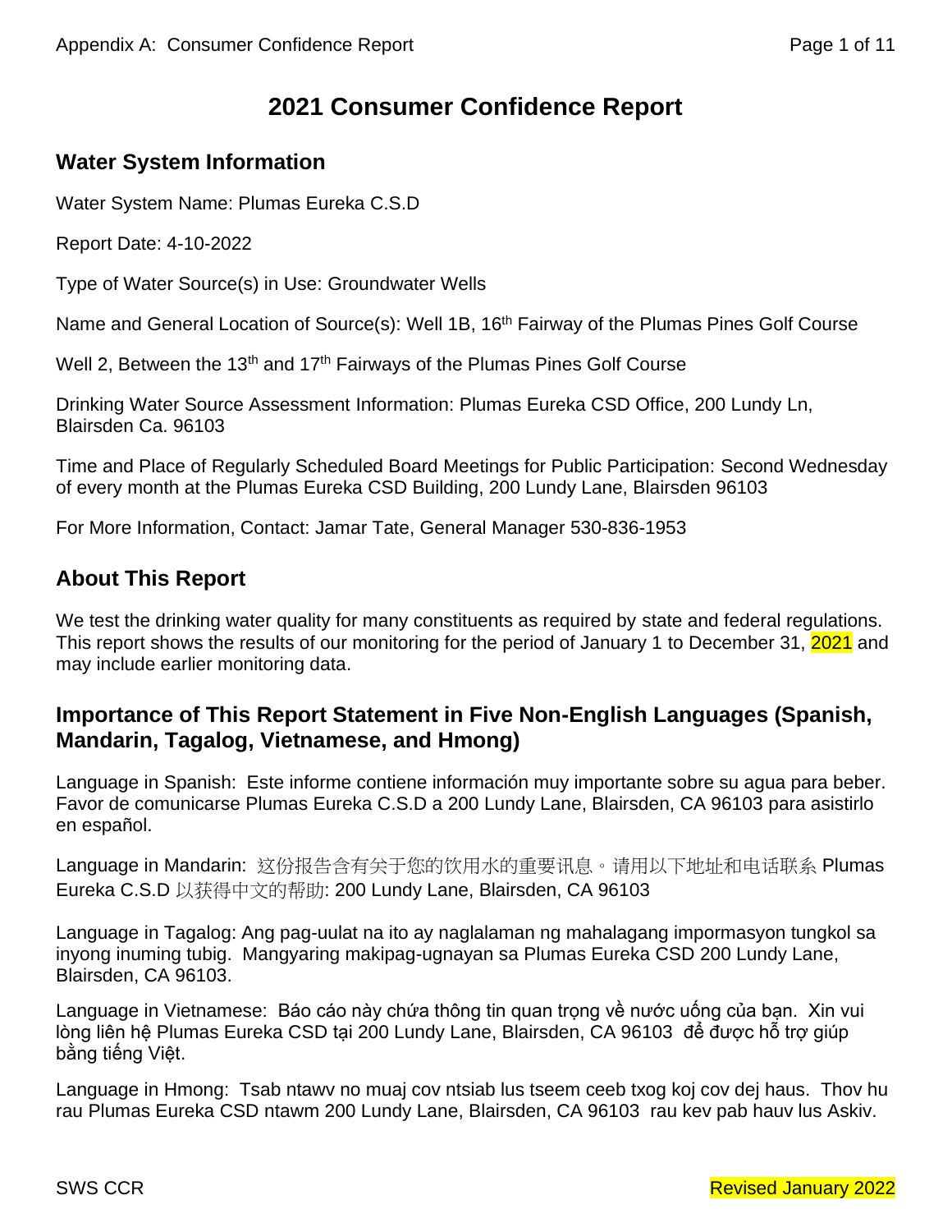# 2021 Consumer Confidence Report

## Water System Information

Water System Name: Plumas Eureka C.S.D

Report Date: 4-10-2022

Type of Water Source(s) in Use: Groundwater Wells

Name and General Location of Source(s): Well 1B, 16th Fairway of the Plumas Pines Golf Course

Well 2, Between the 13th and 17th Fairways of the Plumas Pines Golf Course

Drinking Water Source Assessment Information: Plumas Eureka CSD Office, 200 Lundy Ln, Blairsden Ca. 96103

Time and Place of Regularly Scheduled Board Meetings for Public Participation: Second Wednesday of every month at the Plumas Eureka CSD Building, 200 Lundy Lane, Blairsden 96103

For More Information, Contact: Jamar Tate, General Manager 530-836-1953

## About This Report

We test the drinking water quality for many constituents as required by state and federal regulations. This report shows the results of our monitoring for the period of January 1 to December 31, 2021 and may include earlier monitoring data.

## Importance of This Report Statement in Five Non-English Languages (Spanish, Mandarin, Tagalog, Vietnamese, and Hmong)

Language in Spanish: Este informe contiene información muy importante sobre su agua para beber. Favor de comunicarse Plumas Eureka C.S.D a 200 Lundy Lane, Blairsden, CA 96103 para asistirlo en español.

Language in Mandarin: 这份报告含有关于您的饮用水的重要讯息。请用以下地址和电话联系 Plumas Eureka C.S.D 以获得中文的帮助: 200 Lundy Lane, Blairsden, CA 96103

Language in Tagalog: Ang pag-uulat na ito ay naglalaman ng mahalagang impormasyon tungkol sa inyong inuming tubig. Mangyaring makipag-ugnayan sa Plumas Eureka CSD 200 Lundy Lane, Blairsden, CA 96103.

Language in Vietnamese: Báo cáo này chứa thông tin quan trọng về nước uống của bạn. Xin vui lòng liên hệ Plumas Eureka CSD tại 200 Lundy Lane, Blairsden, CA 96103 để được hỗ trợ giúp bằng tiếng Việt.

Language in Hmong: Tsab ntawv no muaj cov ntsiab lus tseem ceeb txog koj cov dej haus. Thov hu rau Plumas Eureka CSD ntawm 200 Lundy Lane, Blairsden, CA 96103 rau kev pab hauv lus Askiv.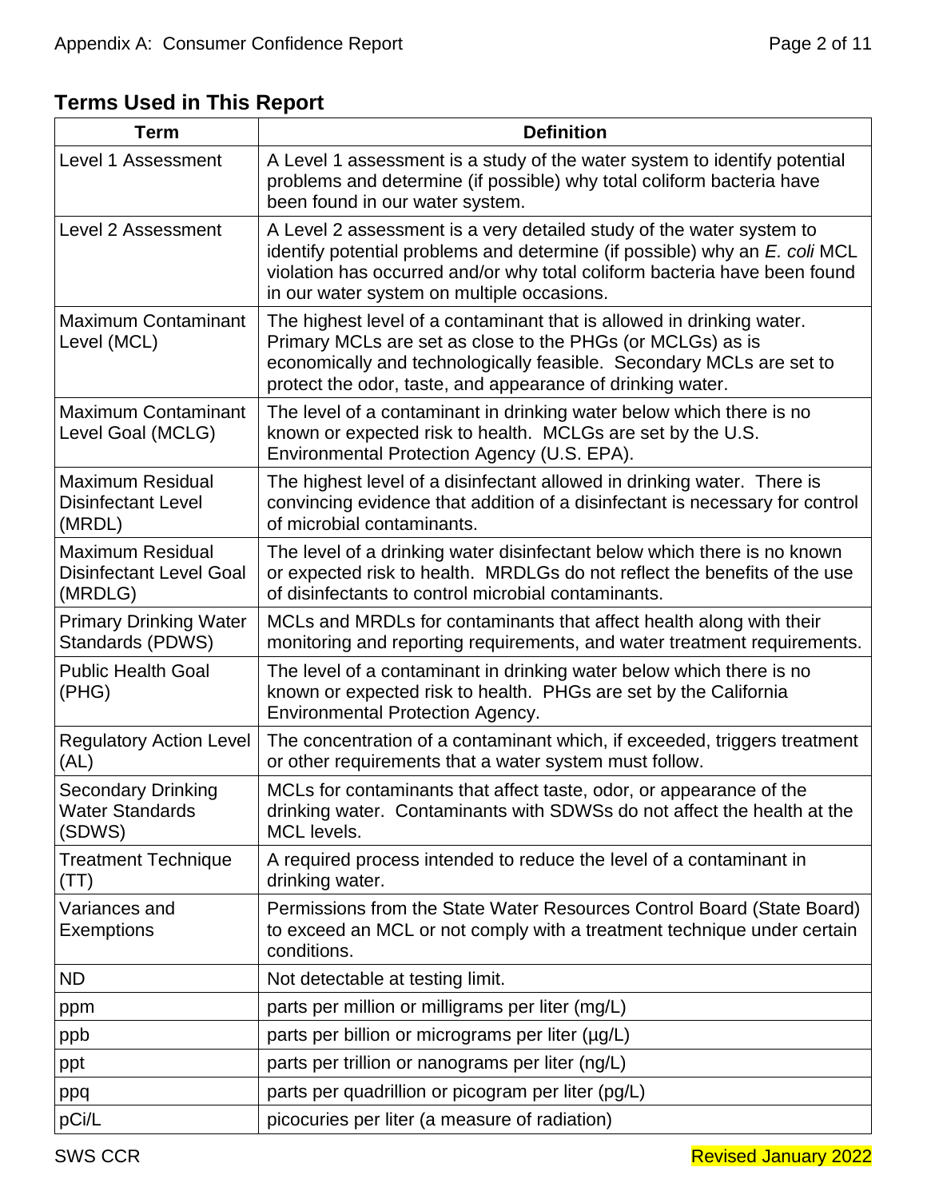## Terms Used in This Report

| Term | Definition |
| --- | --- |
| Level 1 Assessment | A Level 1 assessment is a study of the water system to identify potential problems and determine (if possible) why total coliform bacteria have been found in our water system. |
| Level 2 Assessment | A Level 2 assessment is a very detailed study of the water system to identify potential problems and determine (if possible) why an *E. coli* MCL violation has occurred and/or why total coliform bacteria have been found in our water system on multiple occasions. |
| Maximum Contaminant Level (MCL) | The highest level of a contaminant that is allowed in drinking water. Primary MCLs are set as close to the PHGs (or MCLGs) as is economically and technologically feasible. Secondary MCLs are set to protect the odor, taste, and appearance of drinking water. |
| Maximum Contaminant Level Goal (MCLG) | The level of a contaminant in drinking water below which there is no known or expected risk to health. MCLGs are set by the U.S. Environmental Protection Agency (U.S. EPA). |
| Maximum Residual Disinfectant Level (MRDL) | The highest level of a disinfectant allowed in drinking water. There is convincing evidence that addition of a disinfectant is necessary for control of microbial contaminants. |
| Maximum Residual Disinfectant Level Goal (MRDLG) | The level of a drinking water disinfectant below which there is no known or expected risk to health. MRDLGs do not reflect the benefits of the use of disinfectants to control microbial contaminants. |
| Primary Drinking Water Standards (PDWS) | MCLs and MRDLs for contaminants that affect health along with their monitoring and reporting requirements, and water treatment requirements. |
| Public Health Goal (PHG) | The level of a contaminant in drinking water below which there is no known or expected risk to health. PHGs are set by the California Environmental Protection Agency. |
| Regulatory Action Level (AL) | The concentration of a contaminant which, if exceeded, triggers treatment or other requirements that a water system must follow. |
| Secondary Drinking Water Standards (SDWS) | MCLs for contaminants that affect taste, odor, or appearance of the drinking water. Contaminants with SDWSs do not affect the health at the MCL levels. |
| Treatment Technique (TT) | A required process intended to reduce the level of a contaminant in drinking water. |
| Variances and Exemptions | Permissions from the State Water Resources Control Board (State Board) to exceed an MCL or not comply with a treatment technique under certain conditions. |
| ND | Not detectable at testing limit. |
| ppm | parts per million or milligrams per liter (mg/L) |
| ppb | parts per billion or micrograms per liter (μg/L) |
| ppt | parts per trillion or nanograms per liter (ng/L) |
| ppq | parts per quadrillion or picogram per liter (pg/L) |
| pCi/L | picocuries per liter (a measure of radiation) |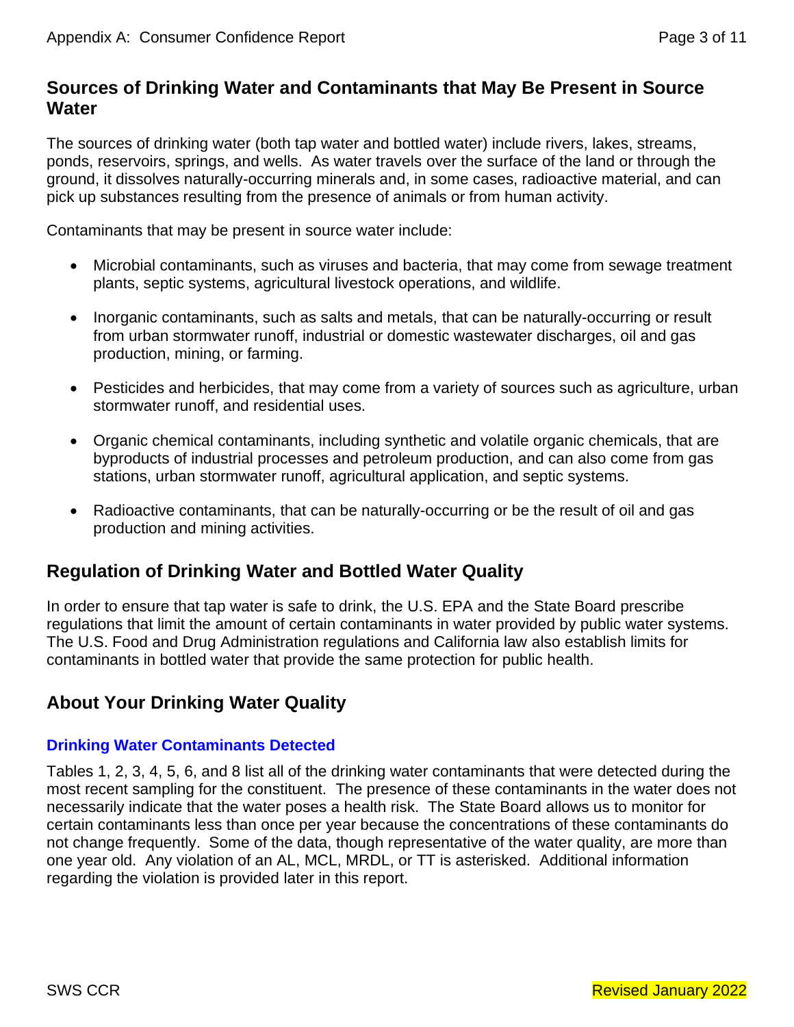## Sources of Drinking Water and Contaminants that May Be Present in Source Water

The sources of drinking water (both tap water and bottled water) include rivers, lakes, streams, ponds, reservoirs, springs, and wells. As water travels over the surface of the land or through the ground, it dissolves naturally-occurring minerals and, in some cases, radioactive material, and can pick up substances resulting from the presence of animals or from human activity.

Contaminants that may be present in source water include:

- Microbial contaminants, such as viruses and bacteria, that may come from sewage treatment plants, septic systems, agricultural livestock operations, and wildlife.
- Inorganic contaminants, such as salts and metals, that can be naturally-occurring or result from urban stormwater runoff, industrial or domestic wastewater discharges, oil and gas production, mining, or farming.
- Pesticides and herbicides, that may come from a variety of sources such as agriculture, urban stormwater runoff, and residential uses.
- Organic chemical contaminants, including synthetic and volatile organic chemicals, that are byproducts of industrial processes and petroleum production, and can also come from gas stations, urban stormwater runoff, agricultural application, and septic systems.
- Radioactive contaminants, that can be naturally-occurring or be the result of oil and gas production and mining activities.

## Regulation of Drinking Water and Bottled Water Quality

In order to ensure that tap water is safe to drink, the U.S. EPA and the State Board prescribe regulations that limit the amount of certain contaminants in water provided by public water systems. The U.S. Food and Drug Administration regulations and California law also establish limits for contaminants in bottled water that provide the same protection for public health.

## About Your Drinking Water Quality

### Drinking Water Contaminants Detected

Tables 1, 2, 3, 4, 5, 6, and 8 list all of the drinking water contaminants that were detected during the most recent sampling for the constituent. The presence of these contaminants in the water does not necessarily indicate that the water poses a health risk. The State Board allows us to monitor for certain contaminants less than once per year because the concentrations of these contaminants do not change frequently. Some of the data, though representative of the water quality, are more than one year old. Any violation of an AL, MCL, MRDL, or TT is asterisked. Additional information regarding the violation is provided later in this report.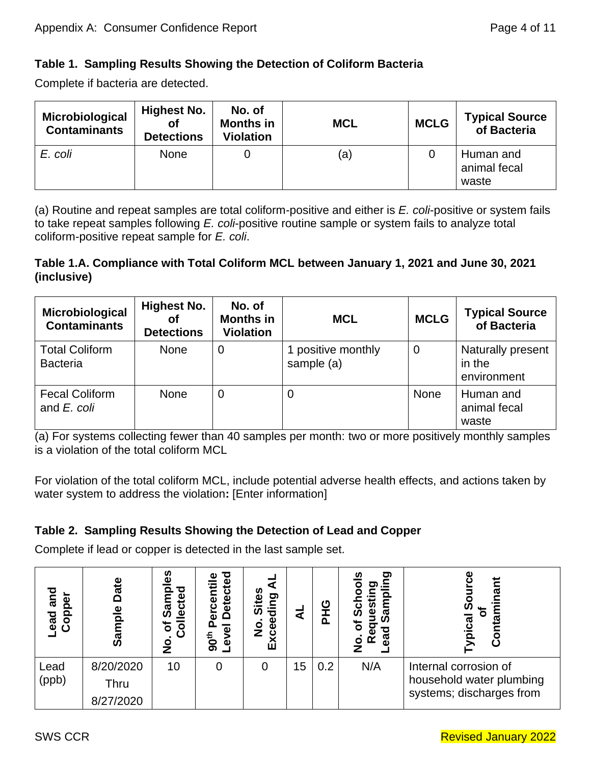**Table 1. Sampling Results Showing the Detection of Coliform Bacteria**

Complete if bacteria are detected.

| Microbiological Contaminants | Highest No. of Detections | No. of Months in Violation | MCL | MCLG | Typical Source of Bacteria |
|---|---|---|---|---|---|
| *E. coli* | None | 0 | (a) | 0 | Human and animal fecal waste |

(a) Routine and repeat samples are total coliform-positive and either is *E. coli*-positive or system fails to take repeat samples following *E. coli*-positive routine sample or system fails to analyze total coliform-positive repeat sample for *E. coli*.

**Table 1.A. Compliance with Total Coliform MCL between January 1, 2021 and June 30, 2021 (inclusive)**

| Microbiological Contaminants | Highest No. of Detections | No. of Months in Violation | MCL | MCLG | Typical Source of Bacteria |
|---|---|---|---|---|---|
| Total Coliform Bacteria | None | 0 | 1 positive monthly sample (a) | 0 | Naturally present in the environment |
| Fecal Coliform and *E. coli* | None | 0 | 0 | None | Human and animal fecal waste |

(a) For systems collecting fewer than 40 samples per month: two or more positively monthly samples is a violation of the total coliform MCL

For violation of the total coliform MCL, include potential adverse health effects, and actions taken by water system to address the violation**:** [Enter information]

**Table 2. Sampling Results Showing the Detection of Lead and Copper**

Complete if lead or copper is detected in the last sample set.

| Lead and Copper | Sample Date | No. of Samples Collected | 90th Percentile Level Detected | No. Sites Exceeding AL | AL | PHG | No. of Schools Requesting Lead Sampling | Typical Source of Contaminant |
|---|---|---|---|---|---|---|---|---|
| Lead (ppb) | 8/20/2020 Thru 8/27/2020 | 10 | 0 | 0 | 15 | 0.2 | N/A | Internal corrosion of household water plumbing systems; discharges from |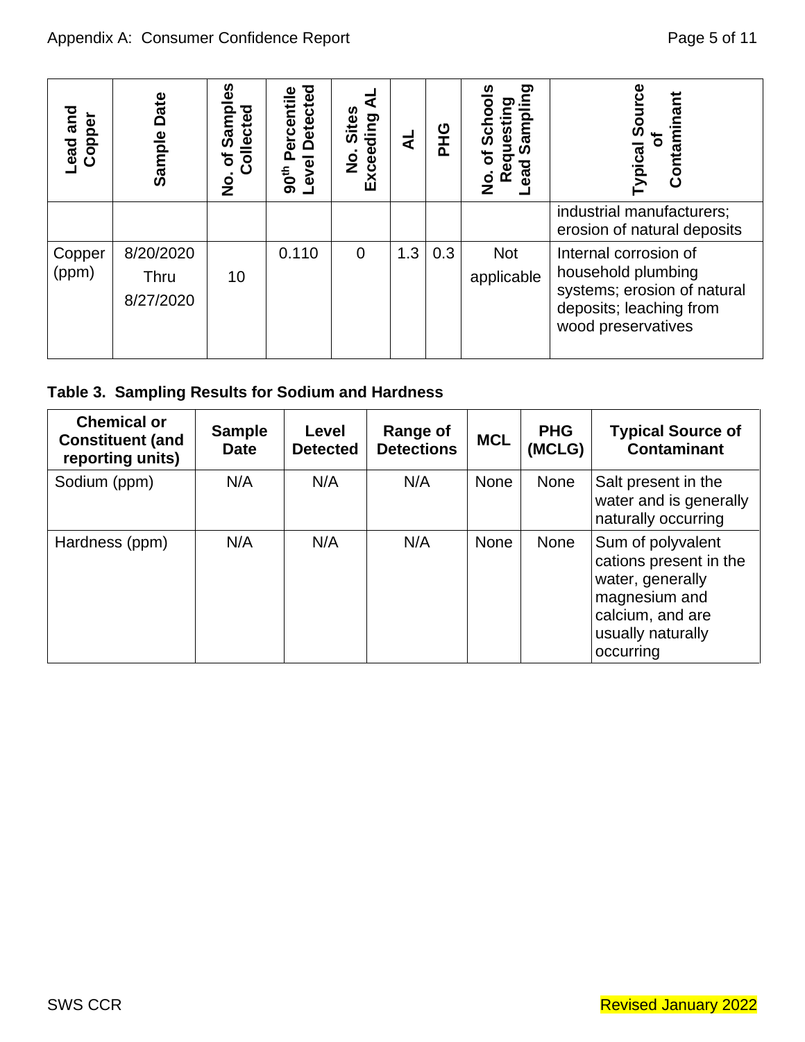| Lead and Copper | Sample Date | No. of Samples Collected | 90th Percentile Level Detected | No. Sites Exceeding AL | AL | PHG | No. of Schools Requesting Lead Sampling | Typical Source of Contaminant |
|---|---|---|---|---|---|---|---|---|
| | | | | | | | | industrial manufacturers; erosion of natural deposits |
| Copper (ppm) | 8/20/2020 Thru 8/27/2020 | 10 | 0.110 | 0 | 1.3 | 0.3 | Not applicable | Internal corrosion of household plumbing systems; erosion of natural deposits; leaching from wood preservatives |

**Table 3. Sampling Results for Sodium and Hardness**

| Chemical or Constituent (and reporting units) | Sample Date | Level Detected | Range of Detections | MCL | PHG (MCLG) | Typical Source of Contaminant |
|---|---|---|---|---|---|---|
| Sodium (ppm) | N/A | N/A | N/A | None | None | Salt present in the water and is generally naturally occurring |
| Hardness (ppm) | N/A | N/A | N/A | None | None | Sum of polyvalent cations present in the water, generally magnesium and calcium, and are usually naturally occurring |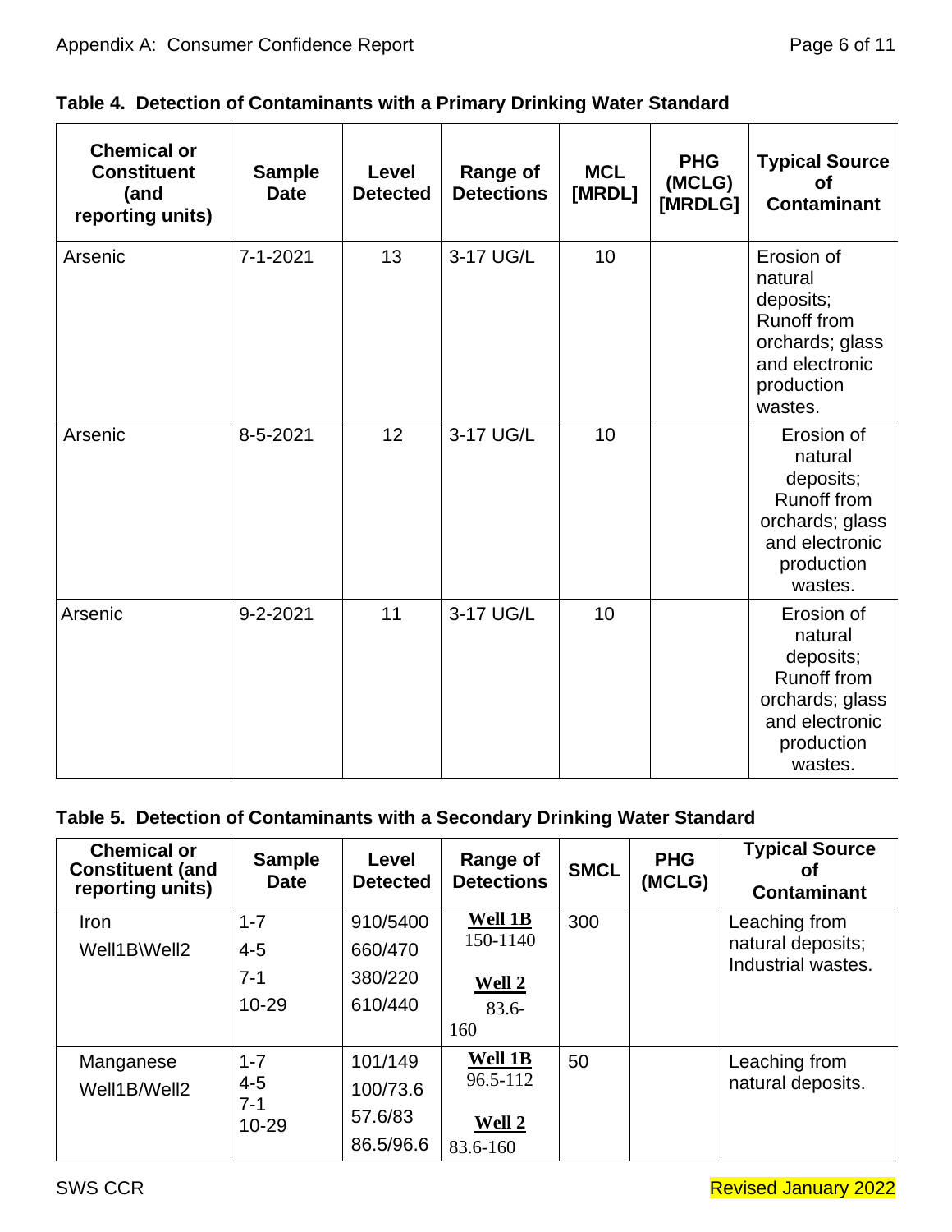**Table 4. Detection of Contaminants with a Primary Drinking Water Standard**

| Chemical or Constituent (and reporting units) | Sample Date | Level Detected | Range of Detections | MCL [MRDL] | PHG (MCLG) [MRDLG] | Typical Source of Contaminant |
|---|---|---|---|---|---|---|
| Arsenic | 7-1-2021 | 13 | 3-17 UG/L | 10 | | Erosion of natural deposits; Runoff from orchards; glass and electronic production wastes. |
| Arsenic | 8-5-2021 | 12 | 3-17 UG/L | 10 | | Erosion of natural deposits; Runoff from orchards; glass and electronic production wastes. |
| Arsenic | 9-2-2021 | 11 | 3-17 UG/L | 10 | | Erosion of natural deposits; Runoff from orchards; glass and electronic production wastes. |

**Table 5. Detection of Contaminants with a Secondary Drinking Water Standard**

| Chemical or Constituent (and reporting units) | Sample Date | Level Detected | Range of Detections | SMCL | PHG (MCLG) | Typical Source of Contaminant |
|---|---|---|---|---|---|---|
| Iron Well1B\Well2 | 1-7<br>4-5<br>7-1<br>10-29 | 910/5400<br>660/470<br>380/220<br>610/440 | **Well 1B** 150-1140<br>**Well 2** 83.6-160 | 300 | | Leaching from natural deposits; Industrial wastes. |
| Manganese Well1B/Well2 | 1-7<br>4-5<br>7-1<br>10-29 | 101/149<br>100/73.6<br>57.6/83<br>86.5/96.6 | **Well 1B** 96.5-112<br>**Well 2** 83.6-160 | 50 | | Leaching from natural deposits. |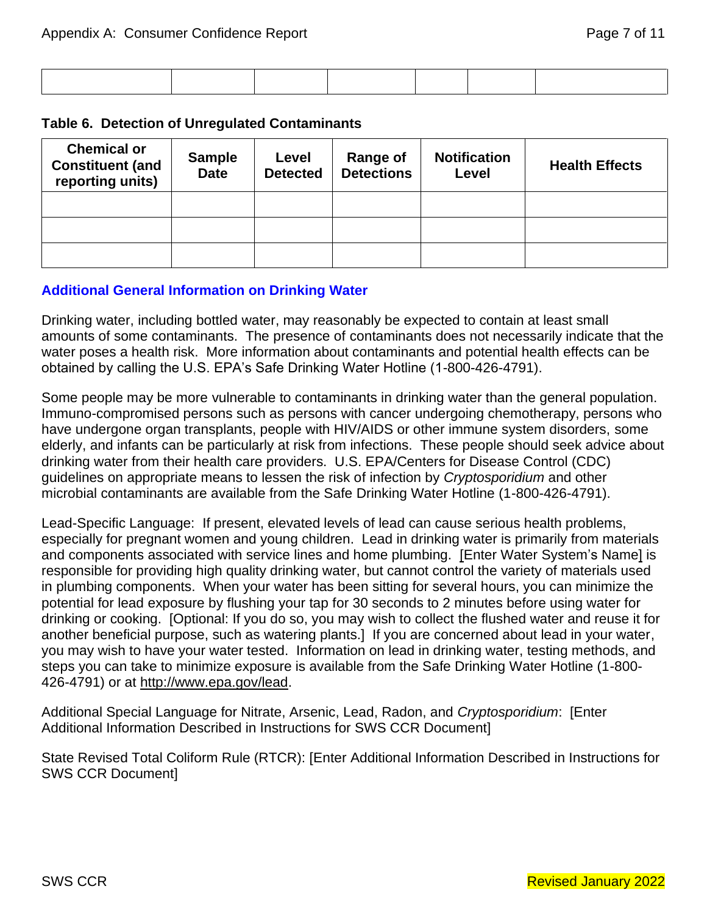| | | | | | | |
|---|---|---|---|---|---|---|
| | | | | | | |

**Table 6. Detection of Unregulated Contaminants**

| Chemical or Constituent (and reporting units) | Sample Date | Level Detected | Range of Detections | Notification Level | Health Effects |
|---|---|---|---|---|---|
| | | | | | |
| | | | | | |
| | | | | | |

## Additional General Information on Drinking Water

Drinking water, including bottled water, may reasonably be expected to contain at least small amounts of some contaminants. The presence of contaminants does not necessarily indicate that the water poses a health risk. More information about contaminants and potential health effects can be obtained by calling the U.S. EPA's Safe Drinking Water Hotline (1-800-426-4791).

Some people may be more vulnerable to contaminants in drinking water than the general population. Immuno-compromised persons such as persons with cancer undergoing chemotherapy, persons who have undergone organ transplants, people with HIV/AIDS or other immune system disorders, some elderly, and infants can be particularly at risk from infections. These people should seek advice about drinking water from their health care providers. U.S. EPA/Centers for Disease Control (CDC) guidelines on appropriate means to lessen the risk of infection by *Cryptosporidium* and other microbial contaminants are available from the Safe Drinking Water Hotline (1-800-426-4791).

Lead-Specific Language: If present, elevated levels of lead can cause serious health problems, especially for pregnant women and young children. Lead in drinking water is primarily from materials and components associated with service lines and home plumbing. [Enter Water System's Name] is responsible for providing high quality drinking water, but cannot control the variety of materials used in plumbing components. When your water has been sitting for several hours, you can minimize the potential for lead exposure by flushing your tap for 30 seconds to 2 minutes before using water for drinking or cooking. [Optional: If you do so, you may wish to collect the flushed water and reuse it for another beneficial purpose, such as watering plants.] If you are concerned about lead in your water, you may wish to have your water tested. Information on lead in drinking water, testing methods, and steps you can take to minimize exposure is available from the Safe Drinking Water Hotline (1-800-426-4791) or at http://www.epa.gov/lead.

Additional Special Language for Nitrate, Arsenic, Lead, Radon, and *Cryptosporidium*: [Enter Additional Information Described in Instructions for SWS CCR Document]

State Revised Total Coliform Rule (RTCR): [Enter Additional Information Described in Instructions for SWS CCR Document]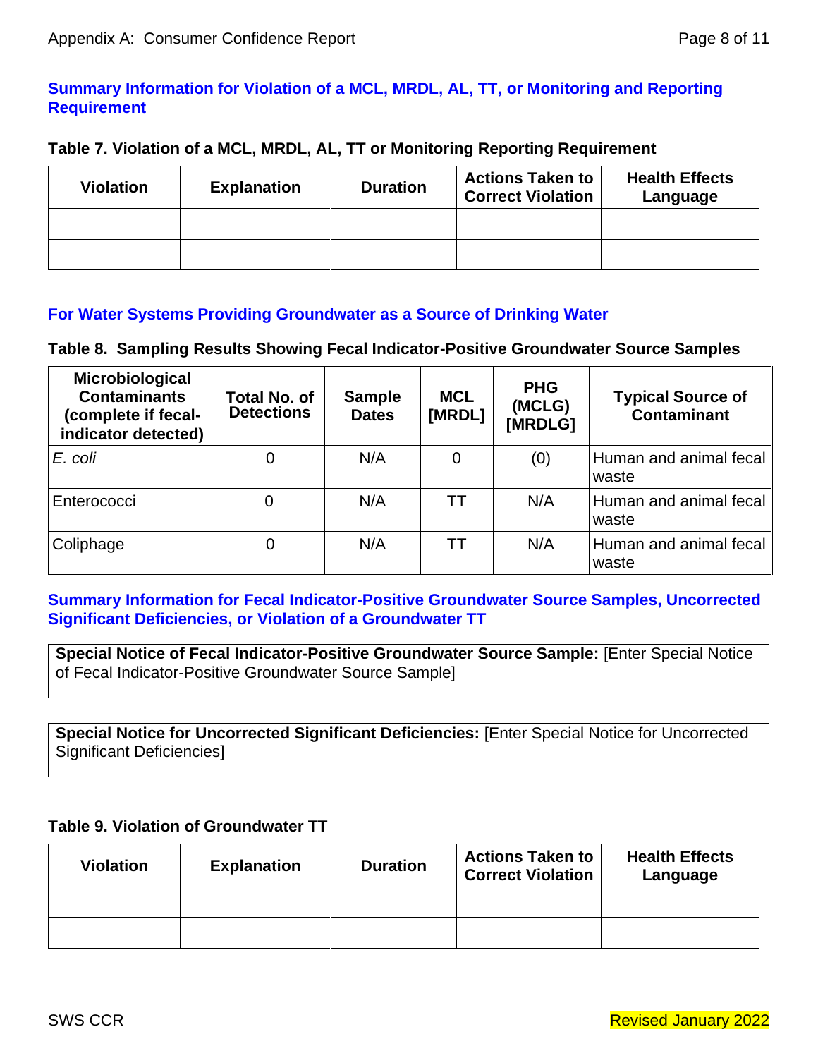## Summary Information for Violation of a MCL, MRDL, AL, TT, or Monitoring and Reporting Requirement

**Table 7. Violation of a MCL, MRDL, AL, TT or Monitoring Reporting Requirement**

| Violation | Explanation | Duration | Actions Taken to Correct Violation | Health Effects Language |
|---|---|---|---|---|
| | | | | |
| | | | | |

## For Water Systems Providing Groundwater as a Source of Drinking Water

**Table 8. Sampling Results Showing Fecal Indicator-Positive Groundwater Source Samples**

| Microbiological Contaminants (complete if fecal-indicator detected) | Total No. of Detections | Sample Dates | MCL [MRDL] | PHG (MCLG) [MRDLG] | Typical Source of Contaminant |
|---|---|---|---|---|---|
| *E. coli* | 0 | N/A | 0 | (0) | Human and animal fecal waste |
| Enterococci | 0 | N/A | TT | N/A | Human and animal fecal waste |
| Coliphage | 0 | N/A | TT | N/A | Human and animal fecal waste |

## Summary Information for Fecal Indicator-Positive Groundwater Source Samples, Uncorrected Significant Deficiencies, or Violation of a Groundwater TT

**Special Notice of Fecal Indicator-Positive Groundwater Source Sample:** [Enter Special Notice of Fecal Indicator-Positive Groundwater Source Sample]

**Special Notice for Uncorrected Significant Deficiencies:** [Enter Special Notice for Uncorrected Significant Deficiencies]

**Table 9. Violation of Groundwater TT**

| Violation | Explanation | Duration | Actions Taken to Correct Violation | Health Effects Language |
|---|---|---|---|---|
| | | | | |
| | | | | |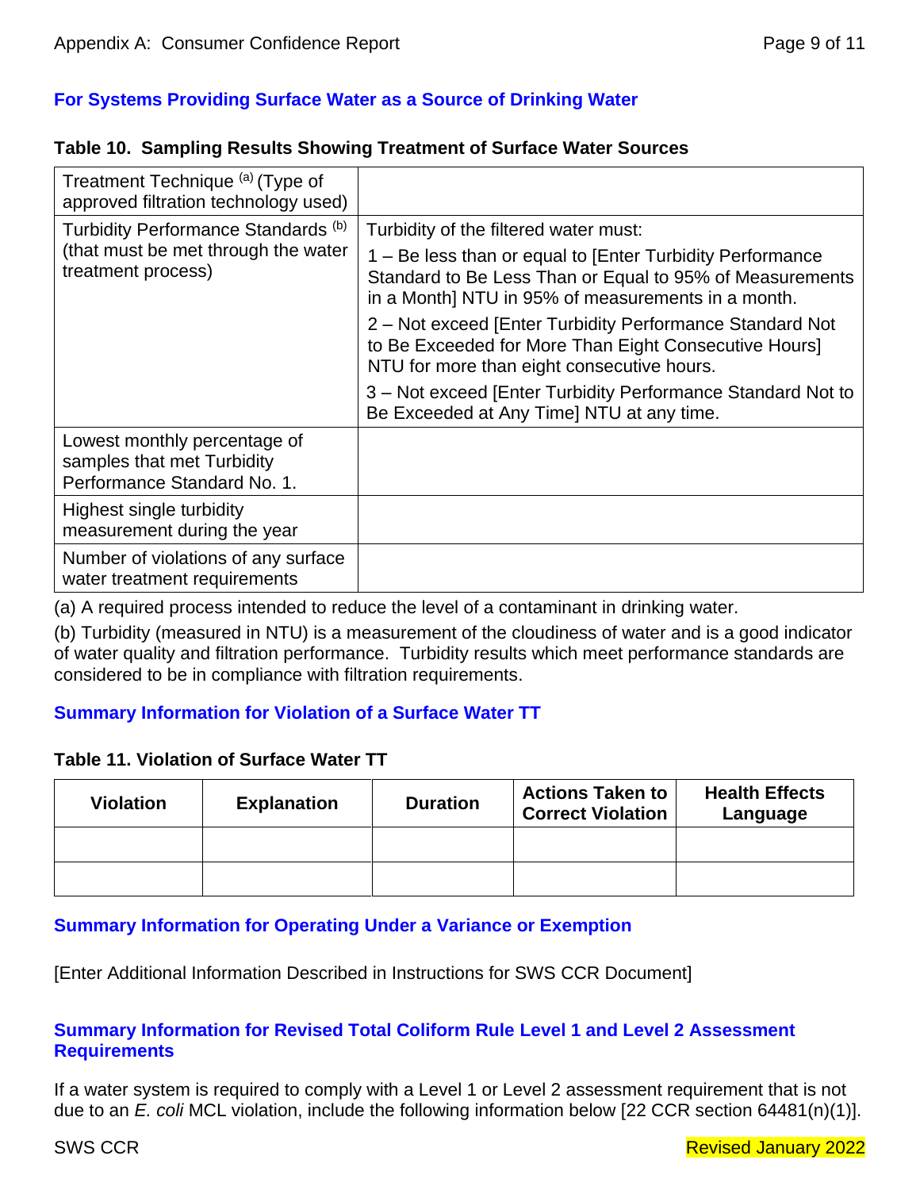## For Systems Providing Surface Water as a Source of Drinking Water

**Table 10. Sampling Results Showing Treatment of Surface Water Sources**

| Treatment Technique [(a)] (Type of approved filtration technology used) | |
|---|---|
| Turbidity Performance Standards [(b)] (that must be met through the water treatment process) | Turbidity of the filtered water must:<br>1 – Be less than or equal to [Enter Turbidity Performance Standard to Be Less Than or Equal to 95% of Measurements in a Month] NTU in 95% of measurements in a month.<br>2 – Not exceed [Enter Turbidity Performance Standard Not to Be Exceeded for More Than Eight Consecutive Hours] NTU for more than eight consecutive hours.<br>3 – Not exceed [Enter Turbidity Performance Standard Not to Be Exceeded at Any Time] NTU at any time. |
| Lowest monthly percentage of samples that met Turbidity Performance Standard No. 1. | |
| Highest single turbidity measurement during the year | |
| Number of violations of any surface water treatment requirements | |

(a) A required process intended to reduce the level of a contaminant in drinking water.

(b) Turbidity (measured in NTU) is a measurement of the cloudiness of water and is a good indicator of water quality and filtration performance. Turbidity results which meet performance standards are considered to be in compliance with filtration requirements.

## Summary Information for Violation of a Surface Water TT

**Table 11. Violation of Surface Water TT**

| Violation | Explanation | Duration | Actions Taken to Correct Violation | Health Effects Language |
|---|---|---|---|---|
| | | | | |
| | | | | |

## Summary Information for Operating Under a Variance or Exemption

[Enter Additional Information Described in Instructions for SWS CCR Document]

## Summary Information for Revised Total Coliform Rule Level 1 and Level 2 Assessment Requirements

If a water system is required to comply with a Level 1 or Level 2 assessment requirement that is not due to an *E. coli* MCL violation, include the following information below [22 CCR section 64481(n)(1)].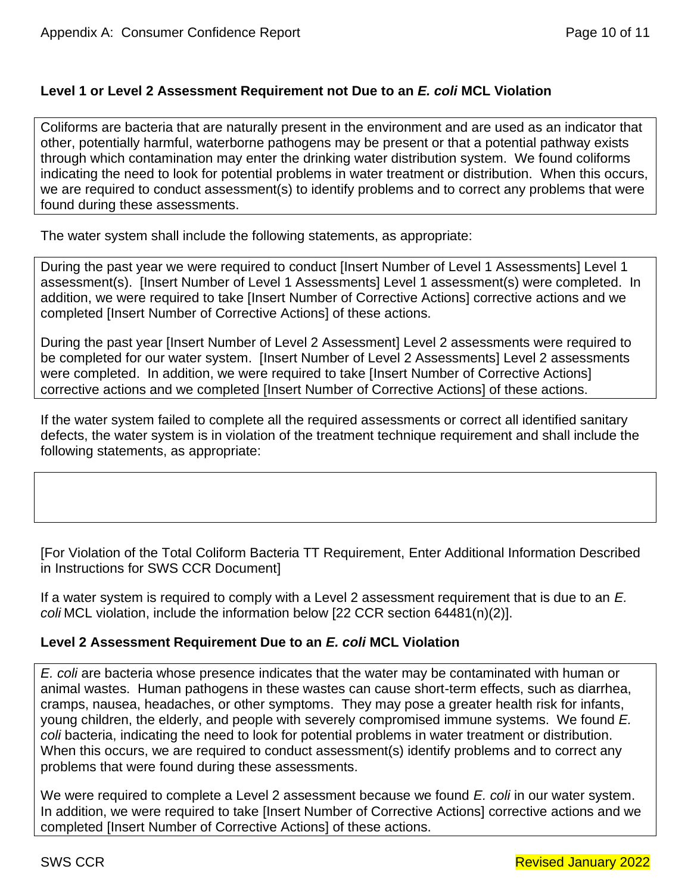### Level 1 or Level 2 Assessment Requirement not Due to an *E. coli* MCL Violation

Coliforms are bacteria that are naturally present in the environment and are used as an indicator that other, potentially harmful, waterborne pathogens may be present or that a potential pathway exists through which contamination may enter the drinking water distribution system. We found coliforms indicating the need to look for potential problems in water treatment or distribution. When this occurs, we are required to conduct assessment(s) to identify problems and to correct any problems that were found during these assessments.

The water system shall include the following statements, as appropriate:

During the past year we were required to conduct [Insert Number of Level 1 Assessments] Level 1 assessment(s). [Insert Number of Level 1 Assessments] Level 1 assessment(s) were completed. In addition, we were required to take [Insert Number of Corrective Actions] corrective actions and we completed [Insert Number of Corrective Actions] of these actions.

During the past year [Insert Number of Level 2 Assessment] Level 2 assessments were required to be completed for our water system. [Insert Number of Level 2 Assessments] Level 2 assessments were completed. In addition, we were required to take [Insert Number of Corrective Actions] corrective actions and we completed [Insert Number of Corrective Actions] of these actions.

If the water system failed to complete all the required assessments or correct all identified sanitary defects, the water system is in violation of the treatment technique requirement and shall include the following statements, as appropriate:

[For Violation of the Total Coliform Bacteria TT Requirement, Enter Additional Information Described in Instructions for SWS CCR Document]

If a water system is required to comply with a Level 2 assessment requirement that is due to an *E. coli* MCL violation, include the information below [22 CCR section 64481(n)(2)].

### Level 2 Assessment Requirement Due to an *E. coli* MCL Violation

*E. coli* are bacteria whose presence indicates that the water may be contaminated with human or animal wastes. Human pathogens in these wastes can cause short-term effects, such as diarrhea, cramps, nausea, headaches, or other symptoms. They may pose a greater health risk for infants, young children, the elderly, and people with severely compromised immune systems. We found *E. coli* bacteria, indicating the need to look for potential problems in water treatment or distribution. When this occurs, we are required to conduct assessment(s) identify problems and to correct any problems that were found during these assessments.

We were required to complete a Level 2 assessment because we found *E. coli* in our water system. In addition, we were required to take [Insert Number of Corrective Actions] corrective actions and we completed [Insert Number of Corrective Actions] of these actions.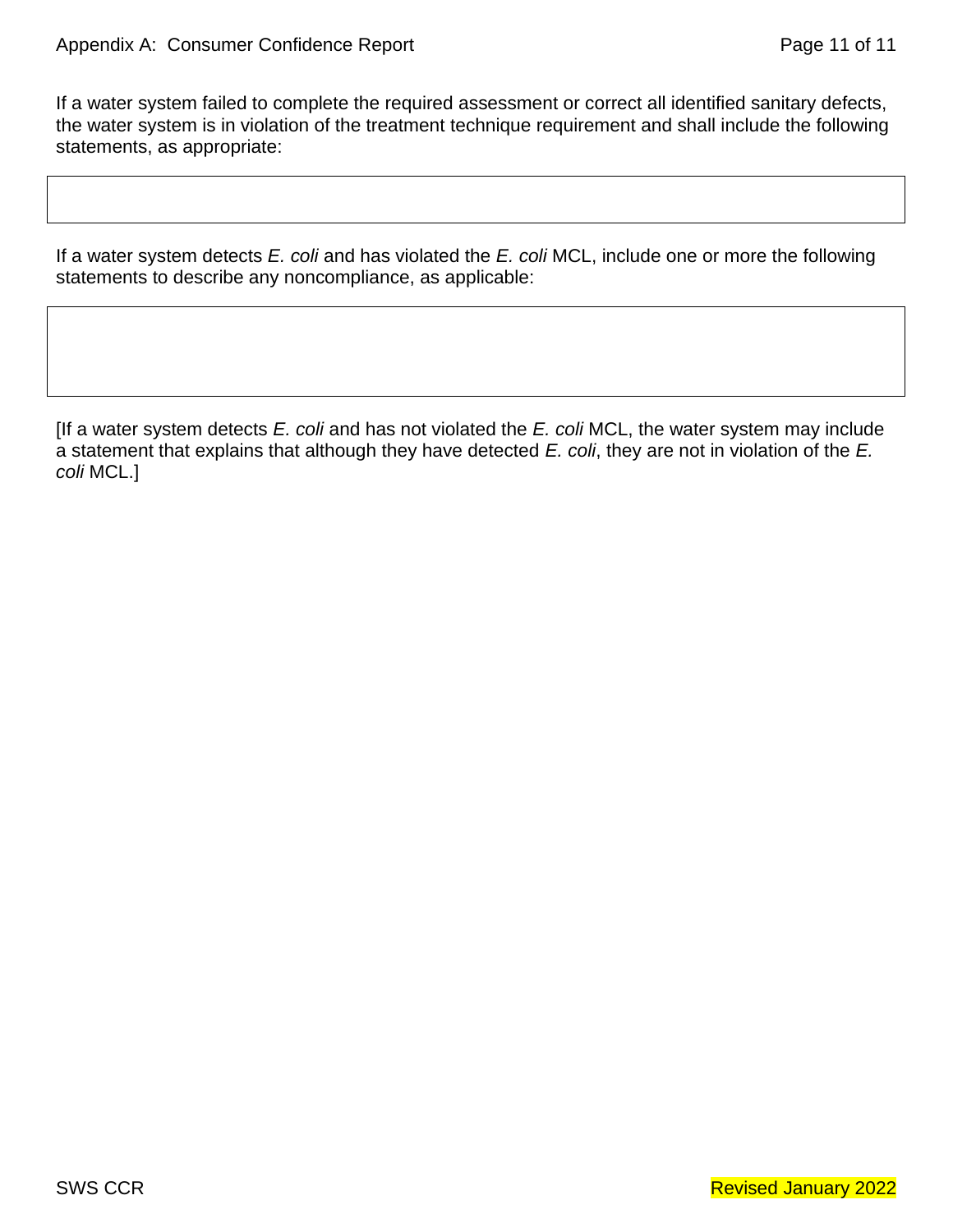If a water system failed to complete the required assessment or correct all identified sanitary defects, the water system is in violation of the treatment technique requirement and shall include the following statements, as appropriate:

If a water system detects *E. coli* and has violated the *E. coli* MCL, include one or more the following statements to describe any noncompliance, as applicable:

[If a water system detects *E. coli* and has not violated the *E. coli* MCL, the water system may include a statement that explains that although they have detected *E. coli*, they are not in violation of the *E. coli* MCL.]